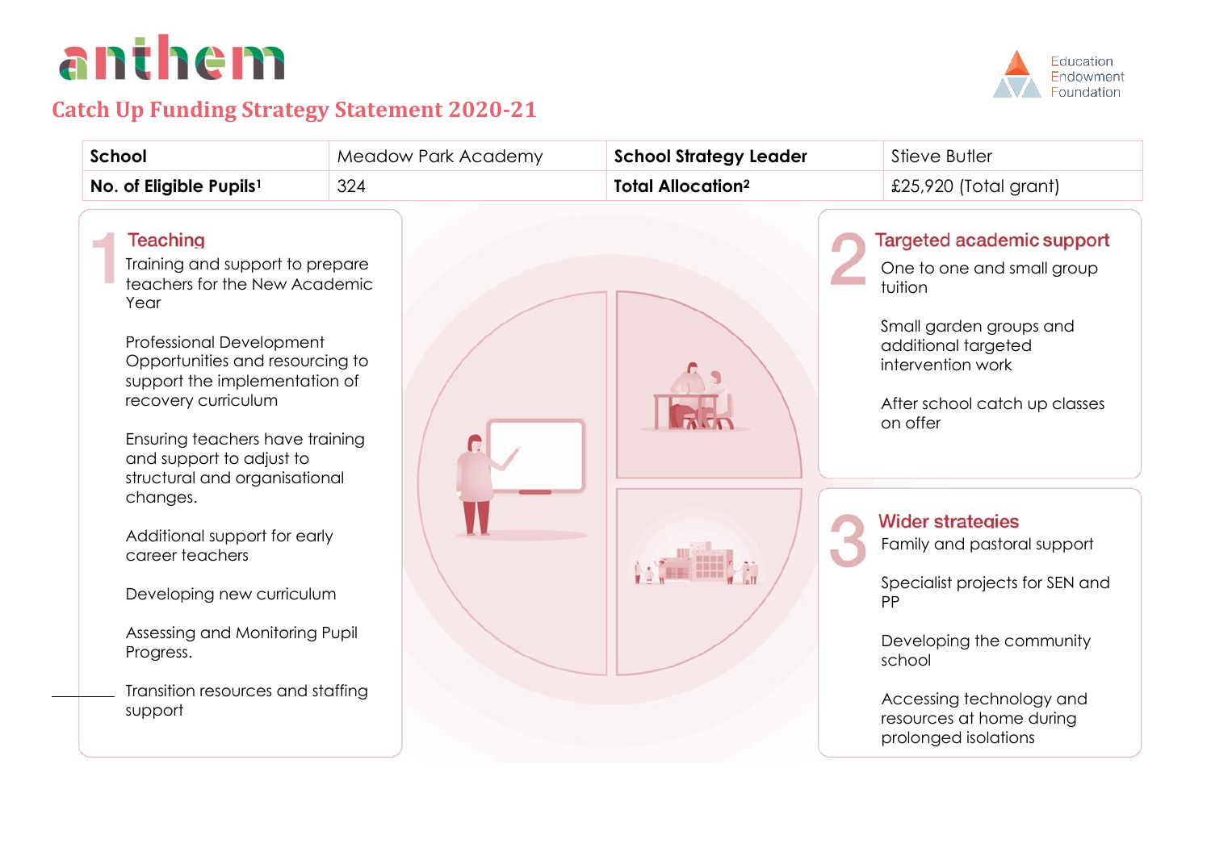# anthem

Education Endowment Foundation

## Catch Up Funding Strategy Statement 2020-21

| School | Meadow Park Academy | School Strategy Leader | Stieve Butler |
| --- | --- | --- | --- |
| No. of Eligible Pupils[1] | 324 | Total Allocation[2] | £25,920 (Total grant) |

### 1 Teaching

Training and support to prepare teachers for the New Academic Year

Professional Development Opportunities and resourcing to support the implementation of recovery curriculum

Ensuring teachers have training and support to adjust to structural and organisational changes.

Additional support for early career teachers

Developing new curriculum

Assessing and Monitoring Pupil Progress.

Transition resources and staffing support

### 2 Targeted academic support

One to one and small group tuition

Small garden groups and additional targeted intervention work

After school catch up classes on offer

### 3 Wider strategies

Family and pastoral support

Specialist projects for SEN and PP

Developing the community school

Accessing technology and resources at home during prolonged isolations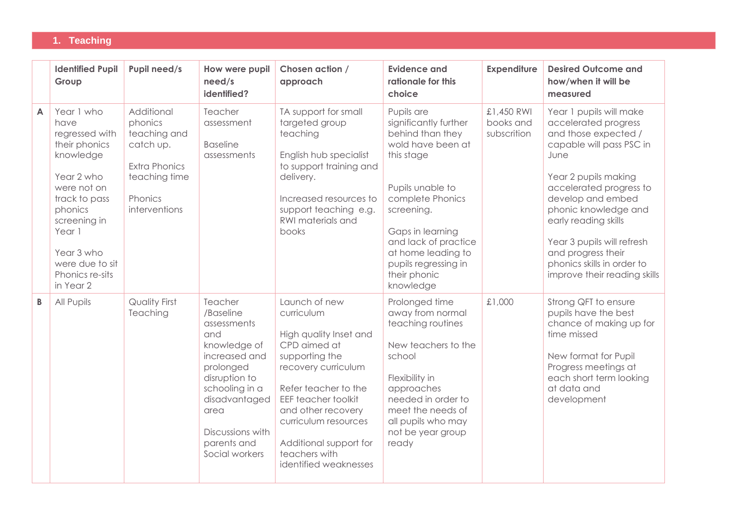## 1. Teaching

| | Identified Pupil Group | Pupil need/s | How were pupil need/s identified? | Chosen action / approach | Evidence and rationale for this choice | Expenditure | Desired Outcome and how/when it will be measured |
|---|---|---|---|---|---|---|---|
| A | Year 1 who have regressed with their phonics knowledge<br><br>Year 2 who were not on track to pass phonics screening in Year 1<br><br>Year 3 who were due to sit Phonics re-sits in Year 2 | Additional phonics teaching and catch up.<br><br>Extra Phonics teaching time<br><br>Phonics interventions | Teacher assessment<br><br>Baseline assessments | TA support for small targeted group teaching<br><br>English hub specialist to support training and delivery.<br><br>Increased resources to support teaching e.g. RWI materials and books | Pupils are significantly further behind than they wold have been at this stage<br><br>Pupils unable to complete Phonics screening.<br><br>Gaps in learning and lack of practice at home leading to pupils regressing in their phonic knowledge | £1,450 RWI books and subscrition | Year 1 pupils will make accelerated progress and those expected / capable will pass PSC in June<br><br>Year 2 pupils making accelerated progress to develop and embed phonic knowledge and early reading skills<br><br>Year 3 pupils will refresh and progress their phonics skills in order to improve their reading skills |
| B | All Pupils | Quality First Teaching | Teacher /Baseline assessments and knowledge of increased and prolonged disruption to schooling in a disadvantaged area<br><br>Discussions with parents and Social workers | Launch of new curriculum<br><br>High quality Inset and CPD aimed at supporting the recovery curriculum<br><br>Refer teacher to the EEF teacher toolkit and other recovery curriculum resources<br><br>Additional support for teachers with identified weaknesses | Prolonged time away from normal teaching routines<br><br>New teachers to the school<br><br>Flexibility in approaches needed in order to meet the needs of all pupils who may not be year group ready | £1,000 | Strong QFT to ensure pupils have the best chance of making up for time missed<br><br>New format for Pupil Progress meetings at each short term looking at data and development |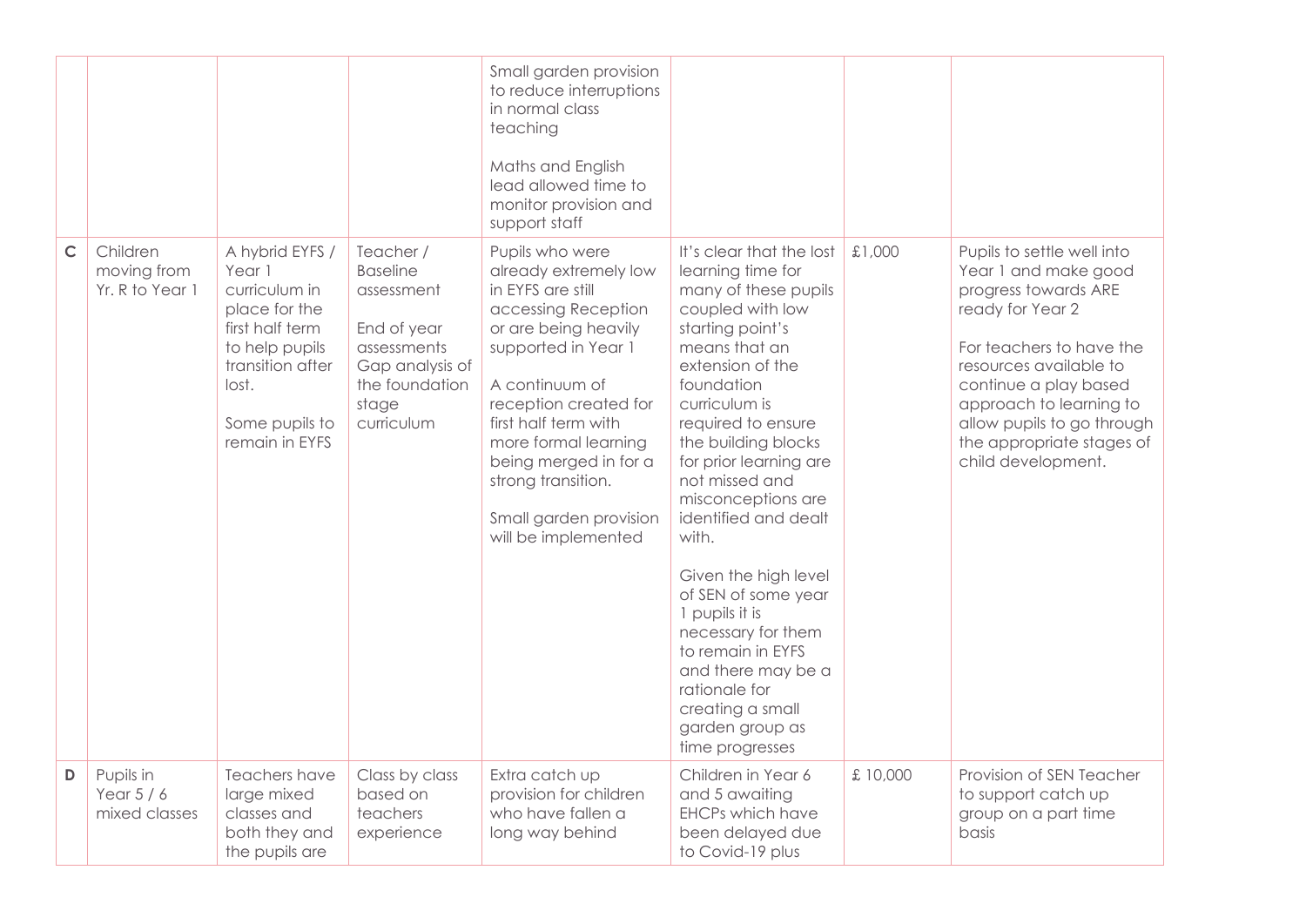| | | | | | | | |
|---|---|---|---|---|---|---|---|
| | | | | Small garden provision to reduce interruptions in normal class teaching<br><br>Maths and English lead allowed time to monitor provision and support staff | | | |
| C | Children moving from Yr. R to Year 1 | A hybrid EYFS / Year 1 curriculum in place for the first half term to help pupils transition after lost.<br><br>Some pupils to remain in EYFS | Teacher / Baseline assessment<br><br>End of year assessments Gap analysis of the foundation stage curriculum | Pupils who were already extremely low in EYFS are still accessing Reception or are being heavily supported in Year 1<br><br>A continuum of reception created for first half term with more formal learning being merged in for a strong transition.<br><br>Small garden provision will be implemented | It's clear that the lost learning time for many of these pupils coupled with low starting point's means that an extension of the foundation curriculum is required to ensure the building blocks for prior learning are not missed and misconceptions are identified and dealt with.<br><br>Given the high level of SEN of some year 1 pupils it is necessary for them to remain in EYFS and there may be a rationale for creating a small garden group as time progresses | £1,000 | Pupils to settle well into Year 1 and make good progress towards ARE ready for Year 2<br><br>For teachers to have the resources available to continue a play based approach to learning to allow pupils to go through the appropriate stages of child development. |
| D | Pupils in Year 5 / 6 mixed classes | Teachers have large mixed classes and both they and the pupils are | Class by class based on teachers experience | Extra catch up provision for children who have fallen a long way behind | Children in Year 6 and 5 awaiting EHCPs which have been delayed due to Covid-19 plus | £ 10,000 | Provision of SEN Teacher to support catch up group on a part time basis |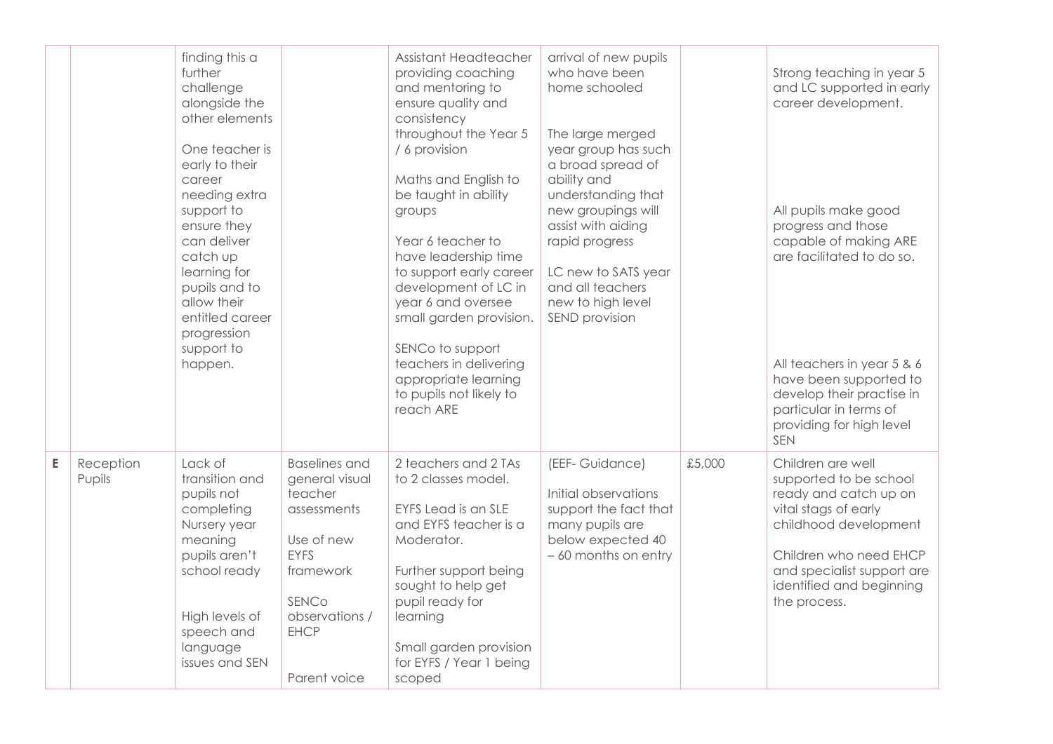| | | | | | | | |
|---|---|---|---|---|---|---|---|
| | | finding this a further challenge alongside the other elements<br><br>One teacher is early to their career needing extra support to ensure they can deliver catch up learning for pupils and to allow their entitled career progression support to happen. | | Assistant Headteacher providing coaching and mentoring to ensure quality and consistency throughout the Year 5 / 6 provision<br><br>Maths and English to be taught in ability groups<br><br>Year 6 teacher to have leadership time to support early career development of LC in year 6 and oversee small garden provision.<br><br>SENCo to support teachers in delivering appropriate learning to pupils not likely to reach ARE | arrival of new pupils who have been home schooled<br><br>The large merged year group has such a broad spread of ability and understanding that new groupings will assist with aiding rapid progress<br><br>LC new to SATS year and all teachers new to high level SEND provision | | Strong teaching in year 5 and LC supported in early career development.<br><br>All pupils make good progress and those capable of making ARE are facilitated to do so.<br><br>All teachers in year 5 & 6 have been supported to develop their practise in particular in terms of providing for high level SEN |
| E | Reception Pupils | Lack of transition and pupils not completing Nursery year meaning pupils aren't school ready<br><br>High levels of speech and language issues and SEN | Baselines and general visual teacher assessments<br><br>Use of new EYFS framework<br><br>SENCo observations / EHCP<br><br>Parent voice | 2 teachers and 2 TAs to 2 classes model.<br><br>EYFS Lead is an SLE and EYFS teacher is a Moderator.<br><br>Further support being sought to help get pupil ready for learning<br><br>Small garden provision for EYFS / Year 1 being scoped | (EEF- Guidance)<br><br>Initial observations support the fact that many pupils are below expected 40 – 60 months on entry | £5,000 | Children are well supported to be school ready and catch up on vital stags of early childhood development<br><br>Children who need EHCP and specialist support are identified and beginning the process. |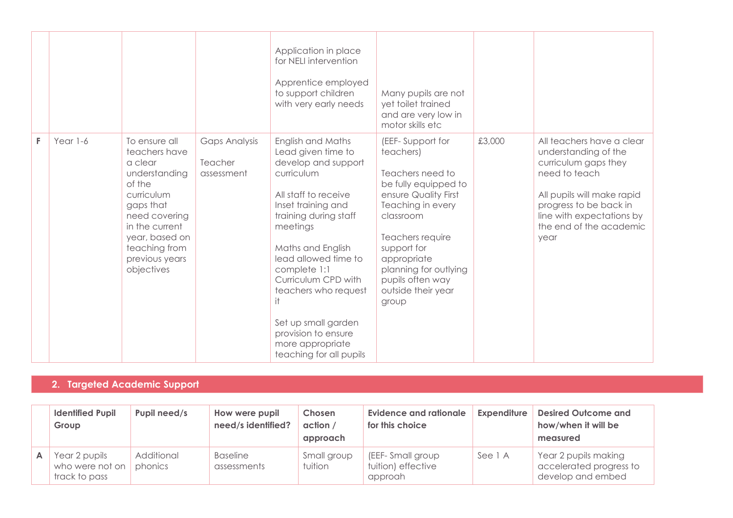| | | | | | | | |
|---|---|---|---|---|---|---|---|
| | | | | Application in place for NELI intervention<br><br>Apprentice employed to support children with very early needs | Many pupils are not yet toilet trained and are very low in motor skills etc | | |
| F | Year 1-6 | To ensure all teachers have a clear understanding of the curriculum gaps that need covering in the current year, based on teaching from previous years objectives | Gaps Analysis<br><br>Teacher assessment | English and Maths Lead given time to develop and support curriculum<br><br>All staff to receive Inset training and training during staff meetings<br><br>Maths and English lead allowed time to complete 1:1 Curriculum CPD with teachers who request it<br><br>Set up small garden provision to ensure more appropriate teaching for all pupils | (EEF- Support for teachers)<br><br>Teachers need to be fully equipped to ensure Quality First Teaching in every classroom<br><br>Teachers require support for appropriate planning for outlying pupils often way outside their year group | £3,000 | All teachers have a clear understanding of the curriculum gaps they need to teach<br><br>All pupils will make rapid progress to be back in line with expectations by the end of the academic year |

## 2. Targeted Academic Support

| | Identified Pupil Group | Pupil need/s | How were pupil need/s identified? | Chosen action / approach | Evidence and rationale for this choice | Expenditure | Desired Outcome and how/when it will be measured |
|---|---|---|---|---|---|---|---|
| A | Year 2 pupils who were not on track to pass | Additional phonics | Baseline assessments | Small group tuition | (EEF- Small group tuition) effective approah | See 1 A | Year 2 pupils making accelerated progress to develop and embed |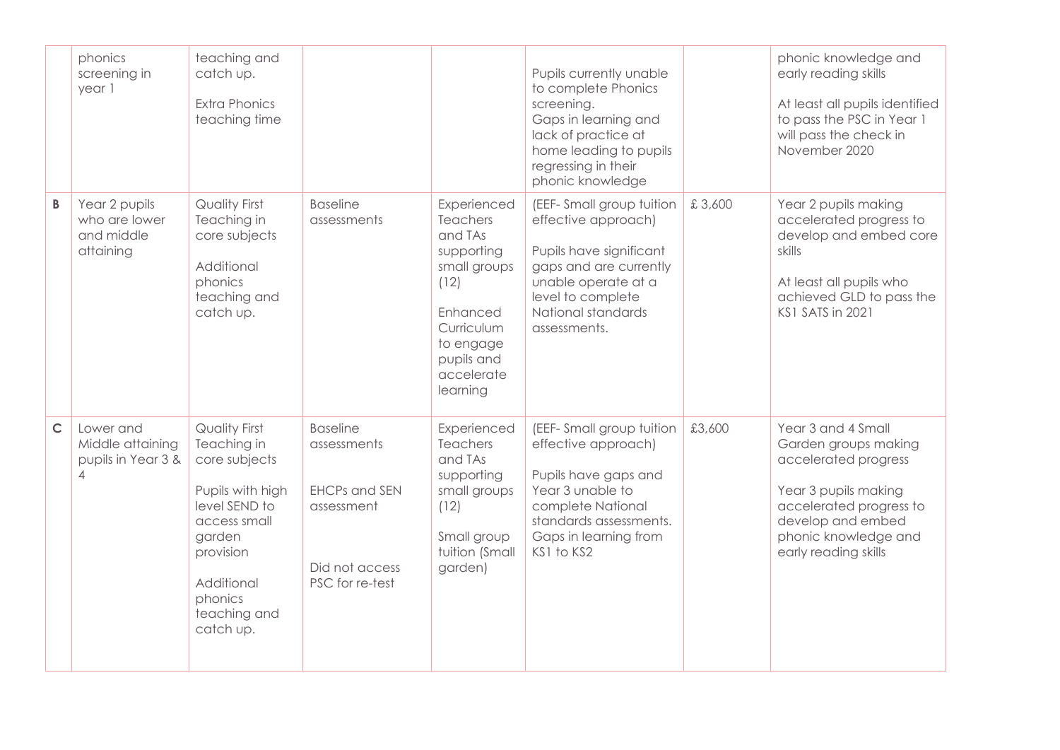| | | | | | | | |
|---|---|---|---|---|---|---|---|
| | phonics screening in year 1 | teaching and catch up.<br><br>Extra Phonics teaching time | | | Pupils currently unable to complete Phonics screening.<br>Gaps in learning and lack of practice at home leading to pupils regressing in their phonic knowledge | | phonic knowledge and early reading skills<br><br>At least all pupils identified to pass the PSC in Year 1 will pass the check in November 2020 |
| **B** | Year 2 pupils who are lower and middle attaining | Quality First Teaching in core subjects<br><br>Additional phonics teaching and catch up. | Baseline assessments | Experienced Teachers and TAs supporting small groups (12)<br><br>Enhanced Curriculum to engage pupils and accelerate learning | (EEF- Small group tuition effective approach)<br><br>Pupils have significant gaps and are currently unable operate at a level to complete National standards assessments. | £ 3,600 | Year 2 pupils making accelerated progress to develop and embed core skills<br><br>At least all pupils who achieved GLD to pass the KS1 SATS in 2021 |
| **C** | Lower and Middle attaining pupils in Year 3 & 4 | Quality First Teaching in core subjects<br><br>Pupils with high level SEND to access small garden provision<br><br>Additional phonics teaching and catch up. | Baseline assessments<br><br>EHCPs and SEN assessment<br><br>Did not access PSC for re-test | Experienced Teachers and TAs supporting small groups (12)<br><br>Small group tuition (Small garden) | (EEF- Small group tuition effective approach)<br><br>Pupils have gaps and Year 3 unable to complete National standards assessments. Gaps in learning from KS1 to KS2 | £3,600 | Year 3 and 4 Small Garden groups making accelerated progress<br><br>Year 3 pupils making accelerated progress to develop and embed phonic knowledge and early reading skills |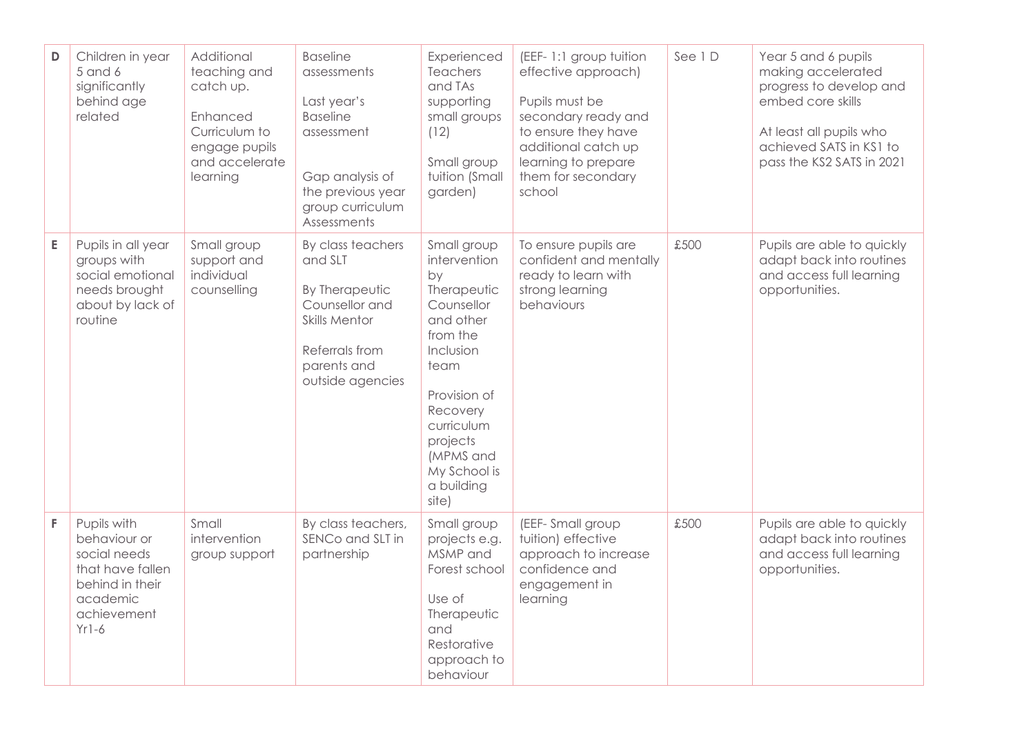| D | Children in year 5 and 6 significantly behind age related | Additional teaching and catch up.<br><br>Enhanced Curriculum to engage pupils and accelerate learning | Baseline assessments<br><br>Last year's Baseline assessment<br><br>Gap analysis of the previous year group curriculum Assessments | Experienced Teachers and TAs supporting small groups (12)<br><br>Small group tuition (Small garden) | (EEF- 1:1 group tuition effective approach)<br><br>Pupils must be secondary ready and to ensure they have additional catch up learning to prepare them for secondary school | See 1 D | Year 5 and 6 pupils making accelerated progress to develop and embed core skills<br><br>At least all pupils who achieved SATS in KS1 to pass the KS2 SATS in 2021 |
|---|---|---|---|---|---|---|---|
| E | Pupils in all year groups with social emotional needs brought about by lack of routine | Small group support and individual counselling | By class teachers and SLT<br><br>By Therapeutic Counsellor and Skills Mentor<br><br>Referrals from parents and outside agencies | Small group intervention by Therapeutic Counsellor and other from the Inclusion team<br><br>Provision of Recovery curriculum projects (MPMS and My School is a building site) | To ensure pupils are confident and mentally ready to learn with strong learning behaviours | £500 | Pupils are able to quickly adapt back into routines and access full learning opportunities. |
| F | Pupils with behaviour or social needs that have fallen behind in their academic achievement Yr1-6 | Small intervention group support | By class teachers, SENCo and SLT in partnership | Small group projects e.g. MSMP and Forest school<br><br>Use of Therapeutic and Restorative approach to behaviour | (EEF- Small group tuition) effective approach to increase confidence and engagement in learning | £500 | Pupils are able to quickly adapt back into routines and access full learning opportunities. |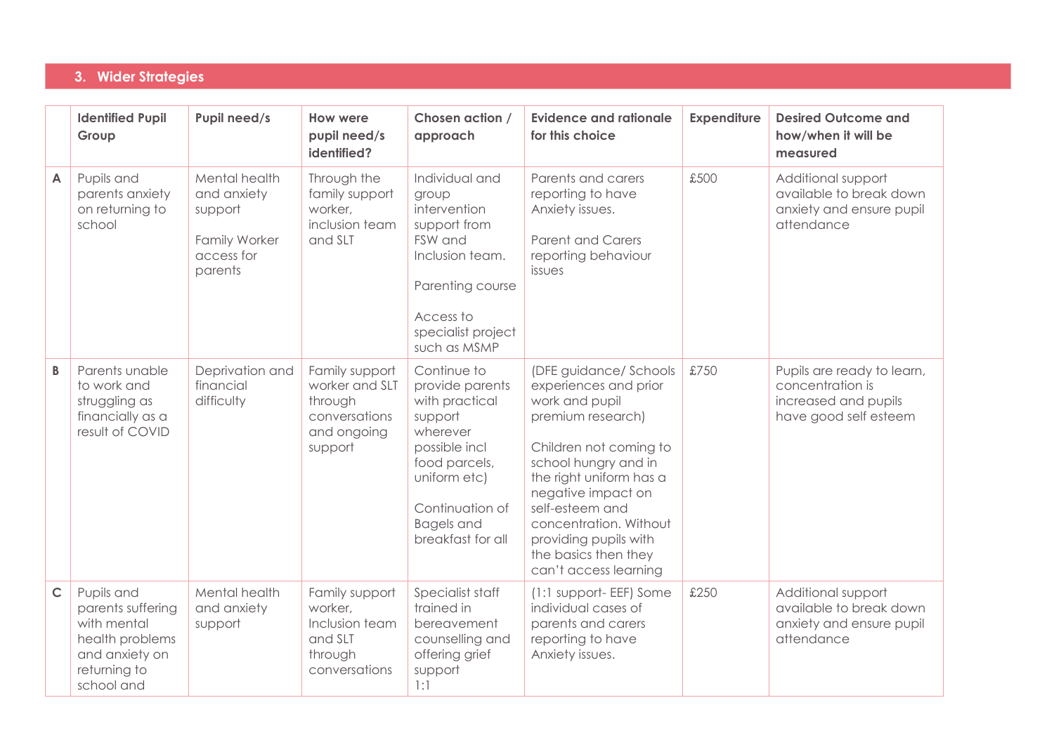## 3. Wider Strategies

| | Identified Pupil Group | Pupil need/s | How were pupil need/s identified? | Chosen action / approach | Evidence and rationale for this choice | Expenditure | Desired Outcome and how/when it will be measured |
|---|---|---|---|---|---|---|---|
| **A** | Pupils and parents anxiety on returning to school | Mental health and anxiety support<br><br>Family Worker access for parents | Through the family support worker, inclusion team and SLT | Individual and group intervention support from FSW and Inclusion team.<br><br>Parenting course<br><br>Access to specialist project such as MSMP | Parents and carers reporting to have Anxiety issues.<br><br>Parent and Carers reporting behaviour issues | £500 | Additional support available to break down anxiety and ensure pupil attendance |
| **B** | Parents unable to work and struggling as financially as a result of COVID | Deprivation and financial difficulty | Family support worker and SLT through conversations and ongoing support | Continue to provide parents with practical support wherever possible incl food parcels, uniform etc)<br><br>Continuation of Bagels and breakfast for all | (DFE guidance/ Schools experiences and prior work and pupil premium research)<br><br>Children not coming to school hungry and in the right uniform has a negative impact on self-esteem and concentration. Without providing pupils with the basics then they can't access learning | £750 | Pupils are ready to learn, concentration is increased and pupils have good self esteem |
| **C** | Pupils and parents suffering with mental health problems and anxiety on returning to school and | Mental health and anxiety support | Family support worker, Inclusion team and SLT through conversations | Specialist staff trained in bereavement counselling and offering grief support 1:1 | (1:1 support- EEF) Some individual cases of parents and carers reporting to have Anxiety issues. | £250 | Additional support available to break down anxiety and ensure pupil attendance |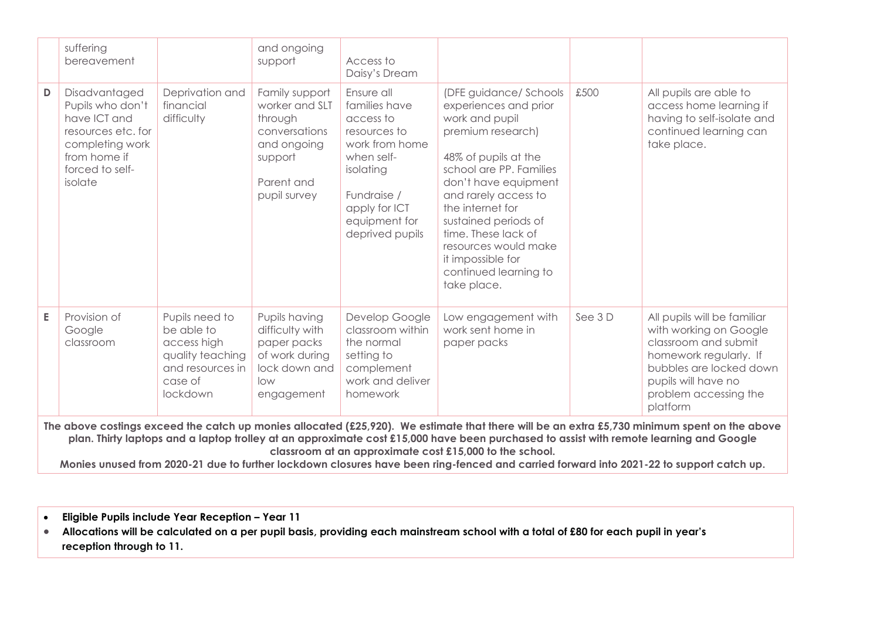| | | | | | | | |
|---|---|---|---|---|---|---|---|
| | suffering bereavement | | and ongoing support | Access to Daisy's Dream | | | |
| D | Disadvantaged Pupils who don't have ICT and resources etc. for completing work from home if forced to self-isolate | Deprivation and financial difficulty | Family support worker and SLT through conversations and ongoing support<br><br>Parent and pupil survey | Ensure all families have access to resources to work from home when self-isolating<br><br>Fundraise / apply for ICT equipment for deprived pupils | (DFE guidance/ Schools experiences and prior work and pupil premium research)<br><br>48% of pupils at the school are PP. Families don't have equipment and rarely access to the internet for sustained periods of time. These lack of resources would make it impossible for continued learning to take place. | £500 | All pupils are able to access home learning if having to self-isolate and continued learning can take place. |
| E | Provision of Google classroom | Pupils need to be able to access high quality teaching and resources in case of lockdown | Pupils having difficulty with paper packs of work during lock down and low engagement | Develop Google classroom within the normal setting to complement work and deliver homework | Low engagement with work sent home in paper packs | See 3 D | All pupils will be familiar with working on Google classroom and submit homework regularly. If bubbles are locked down pupils will have no problem accessing the platform |

**The above costings exceed the catch up monies allocated (£25,920). We estimate that there will be an extra £5,730 minimum spent on the above plan. Thirty laptops and a laptop trolley at an approximate cost £15,000 have been purchased to assist with remote learning and Google classroom at an approximate cost £15,000 to the school.**

**Monies unused from 2020-21 due to further lockdown closures have been ring-fenced and carried forward into 2021-22 to support catch up.**

- **Eligible Pupils include Year Reception – Year 11**
- **Allocations will be calculated on a per pupil basis, providing each mainstream school with a total of £80 for each pupil in year's reception through to 11.**